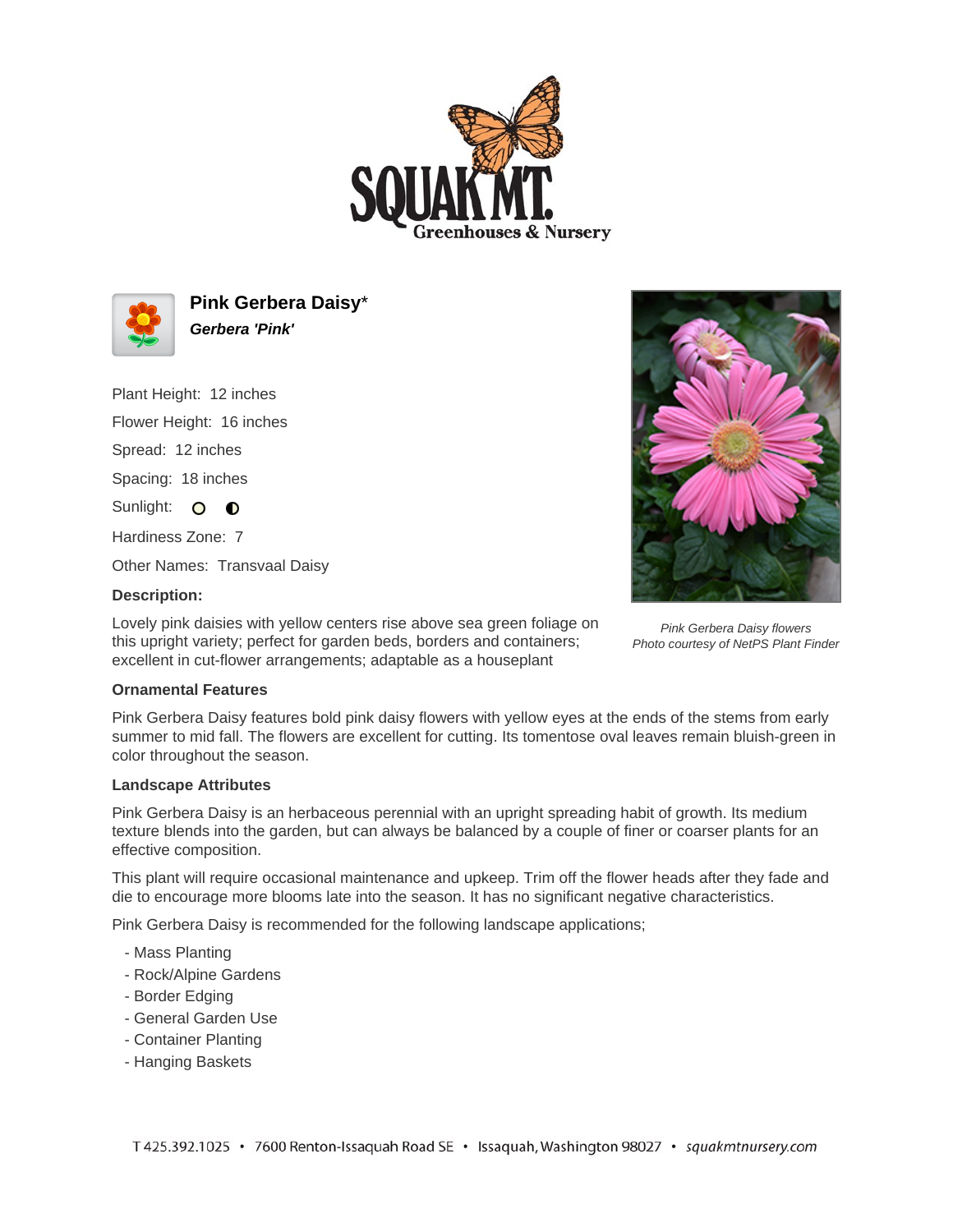# Pink Gerbera Daisy*

***Gerbera 'Pink'***

Plant Height: 12 inches

Flower Height: 16 inches

Spread: 12 inches

Spacing: 18 inches

Sunlight:

Hardiness Zone: 7

Other Names: Transvaal Daisy

**Description:**

Lovely pink daisies with yellow centers rise above sea green foliage on this upright variety; perfect for garden beds, borders and containers; excellent in cut-flower arrangements; adaptable as a houseplant

*Pink Gerbera Daisy flowers*
*Photo courtesy of NetPS Plant Finder*

**Ornamental Features**

Pink Gerbera Daisy features bold pink daisy flowers with yellow eyes at the ends of the stems from early summer to mid fall. The flowers are excellent for cutting. Its tomentose oval leaves remain bluish-green in color throughout the season.

**Landscape Attributes**

Pink Gerbera Daisy is an herbaceous perennial with an upright spreading habit of growth. Its medium texture blends into the garden, but can always be balanced by a couple of finer or coarser plants for an effective composition.

This plant will require occasional maintenance and upkeep. Trim off the flower heads after they fade and die to encourage more blooms late into the season. It has no significant negative characteristics.

Pink Gerbera Daisy is recommended for the following landscape applications;

- Mass Planting
- Rock/Alpine Gardens
- Border Edging
- General Garden Use
- Container Planting
- Hanging Baskets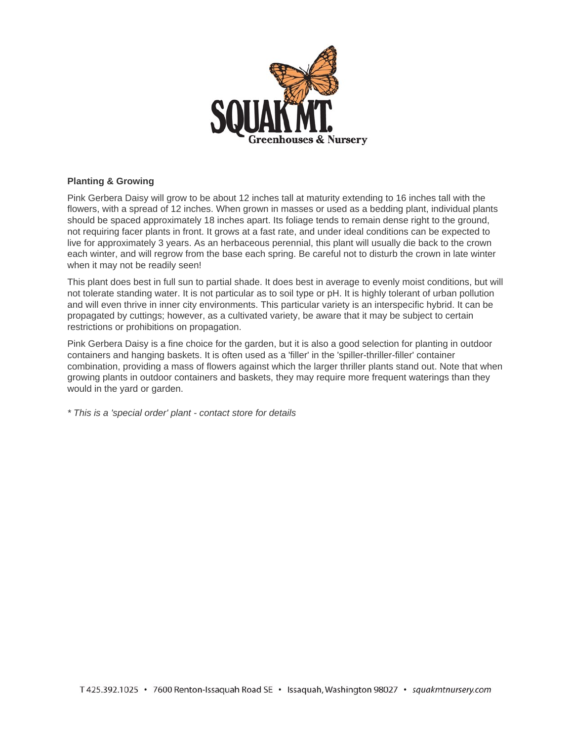**Planting & Growing**

Pink Gerbera Daisy will grow to be about 12 inches tall at maturity extending to 16 inches tall with the flowers, with a spread of 12 inches. When grown in masses or used as a bedding plant, individual plants should be spaced approximately 18 inches apart. Its foliage tends to remain dense right to the ground, not requiring facer plants in front. It grows at a fast rate, and under ideal conditions can be expected to live for approximately 3 years. As an herbaceous perennial, this plant will usually die back to the crown each winter, and will regrow from the base each spring. Be careful not to disturb the crown in late winter when it may not be readily seen!

This plant does best in full sun to partial shade. It does best in average to evenly moist conditions, but will not tolerate standing water. It is not particular as to soil type or pH. It is highly tolerant of urban pollution and will even thrive in inner city environments. This particular variety is an interspecific hybrid. It can be propagated by cuttings; however, as a cultivated variety, be aware that it may be subject to certain restrictions or prohibitions on propagation.

Pink Gerbera Daisy is a fine choice for the garden, but it is also a good selection for planting in outdoor containers and hanging baskets. It is often used as a 'filler' in the 'spiller-thriller-filler' container combination, providing a mass of flowers against which the larger thriller plants stand out. Note that when growing plants in outdoor containers and baskets, they may require more frequent waterings than they would in the yard or garden.

*\* This is a 'special order' plant - contact store for details*